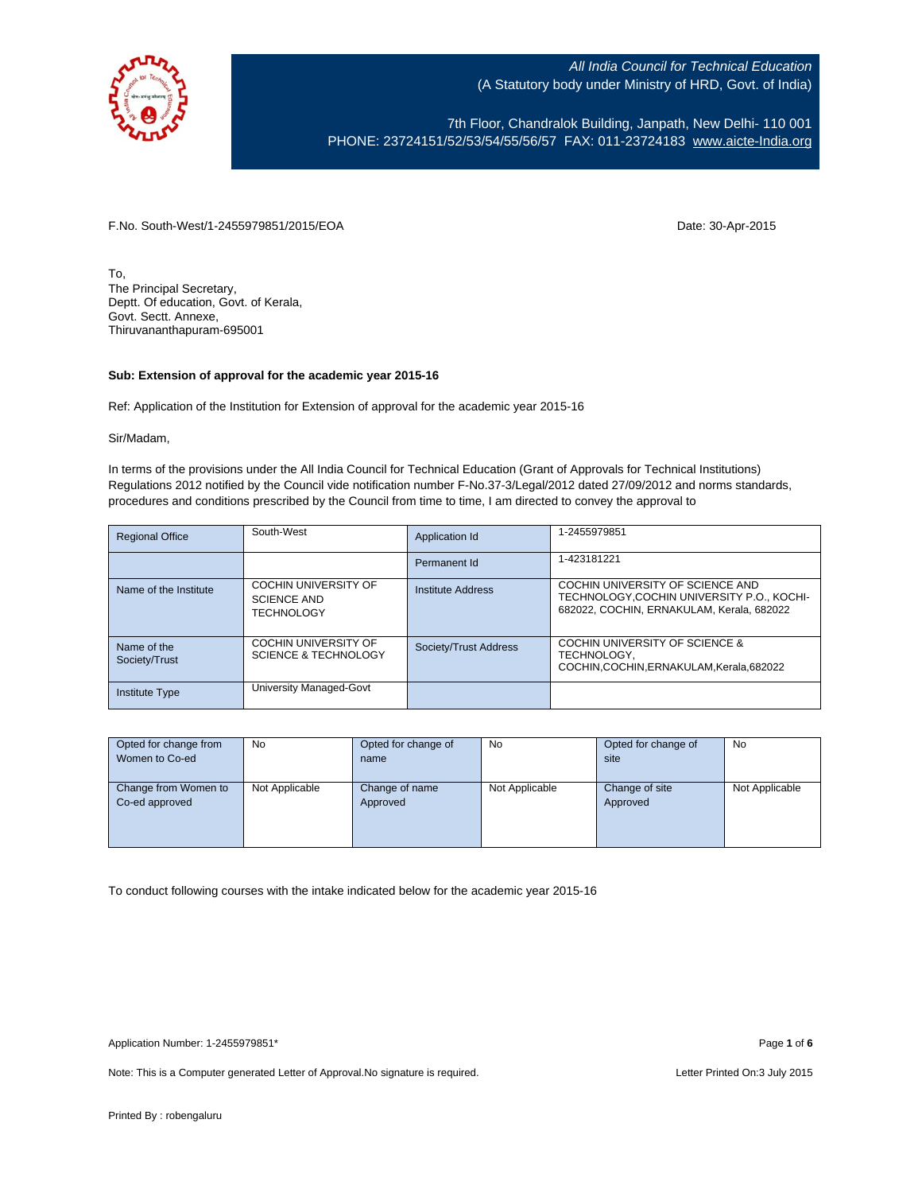*All India Council for Technical Education*
(A Statutory body under Ministry of HRD, Govt. of India)

7th Floor, Chandralok Building, Janpath, New Delhi- 110 001
PHONE: 23724151/52/53/54/55/56/57 FAX: 011-23724183 www.aicte-India.org

F.No. South-West/1-2455979851/2015/EOA

Date: 30-Apr-2015

To,
The Principal Secretary,
Deptt. Of education, Govt. of Kerala,
Govt. Sectt. Annexe,
Thiruvananthapuram-695001

**Sub: Extension of approval for the academic year 2015-16**

Ref: Application of the Institution for Extension of approval for the academic year 2015-16

Sir/Madam,

In terms of the provisions under the All India Council for Technical Education (Grant of Approvals for Technical Institutions) Regulations 2012 notified by the Council vide notification number F-No.37-3/Legal/2012 dated 27/09/2012 and norms standards, procedures and conditions prescribed by the Council from time to time, I am directed to convey the approval to

| Regional Office | South-West | Application Id | 1-2455979851 |
|---|---|---|---|
| | | Permanent Id | 1-423181221 |
| Name of the Institute | COCHIN UNIVERSITY OF SCIENCE AND TECHNOLOGY | Institute Address | COCHIN UNIVERSITY OF SCIENCE AND TECHNOLOGY,COCHIN UNIVERSITY P.O., KOCHI-682022, COCHIN, ERNAKULAM, Kerala, 682022 |
| Name of the Society/Trust | COCHIN UNIVERSITY OF SCIENCE & TECHNOLOGY | Society/Trust Address | COCHIN UNIVERSITY OF SCIENCE & TECHNOLOGY, COCHIN,COCHIN,ERNAKULAM,Kerala,682022 |
| Institute Type | University Managed-Govt | | |

| Opted for change from Women to Co-ed | No | Opted for change of name | No | Opted for change of site | No |
|---|---|---|---|---|---|
| Change from Women to Co-ed approved | Not Applicable | Change of name Approved | Not Applicable | Change of site Approved | Not Applicable |

To conduct following courses with the intake indicated below for the academic year 2015-16

Application Number: 1-2455979851*

Note: This is a Computer generated Letter of Approval.No signature is required.

Letter Printed On:3 July 2015

Printed By : robengaluru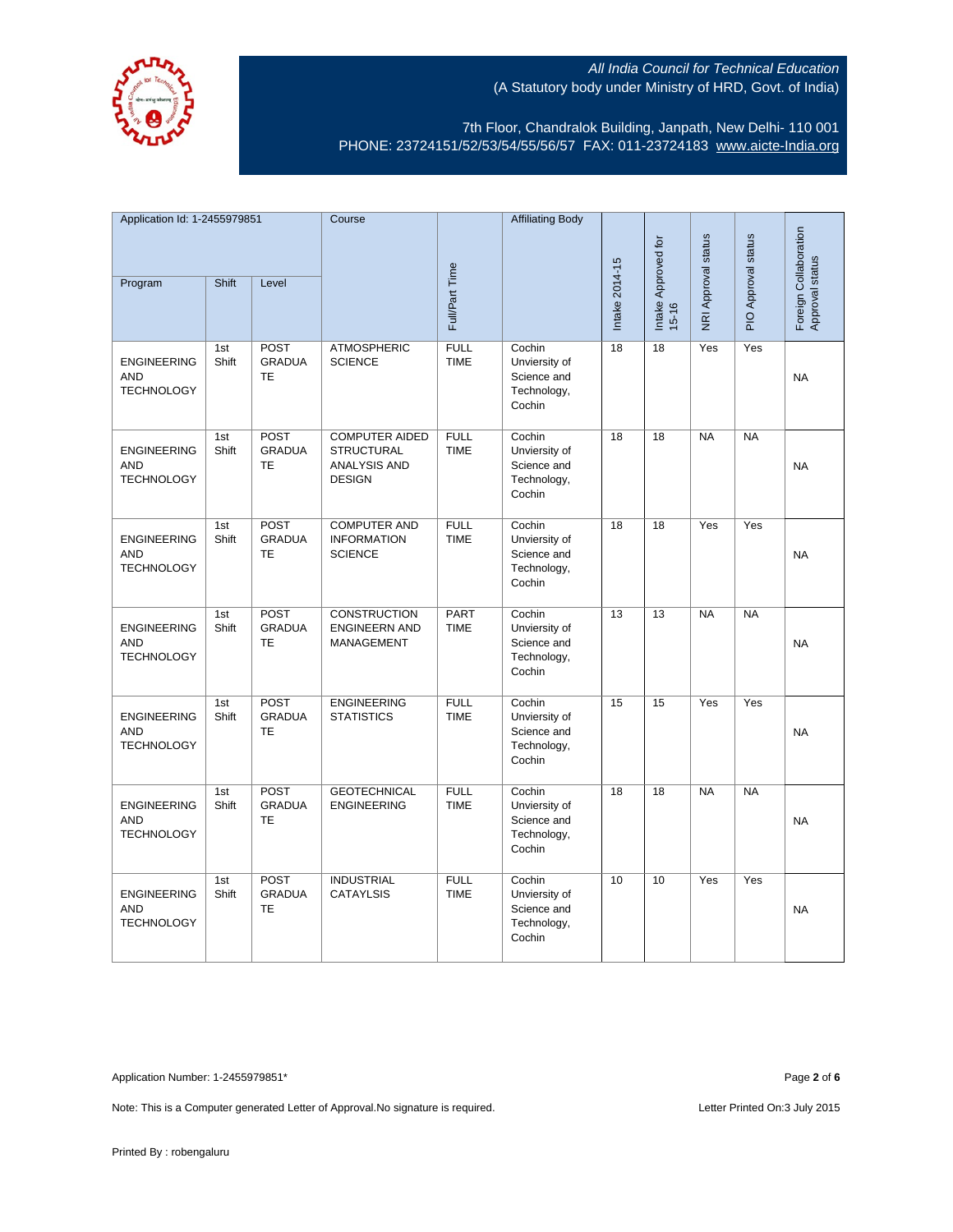All India Council for Technical Education
(A Statutory body under Ministry of HRD, Govt. of India)

7th Floor, Chandralok Building, Janpath, New Delhi- 110 001
PHONE: 23724151/52/53/54/55/56/57 FAX: 011-23724183 www.aicte-India.org

| Application Id: 1-2455979851 | | | Course | Full/Part Time | Affiliating Body | Intake 2014-15 | Intake Approved for 15-16 | NRI Approval status | PIO Approval status | Foreign Collaboration Approval status |
|---|---|---|---|---|---|---|---|---|---|---|
| Program | Shift | Level | | | | | | | | |
| ENGINEERING AND TECHNOLOGY | 1st Shift | POST GRADUATE | ATMOSPHERIC SCIENCE | FULL TIME | Cochin Unviersity of Science and Technology, Cochin | 18 | 18 | Yes | Yes | NA |
| ENGINEERING AND TECHNOLOGY | 1st Shift | POST GRADUATE | COMPUTER AIDED STRUCTURAL ANALYSIS AND DESIGN | FULL TIME | Cochin Unviersity of Science and Technology, Cochin | 18 | 18 | NA | NA | NA |
| ENGINEERING AND TECHNOLOGY | 1st Shift | POST GRADUATE | COMPUTER AND INFORMATION SCIENCE | FULL TIME | Cochin Unviersity of Science and Technology, Cochin | 18 | 18 | Yes | Yes | NA |
| ENGINEERING AND TECHNOLOGY | 1st Shift | POST GRADUATE | CONSTRUCTION ENGINEERN AND MANAGEMENT | PART TIME | Cochin Unviersity of Science and Technology, Cochin | 13 | 13 | NA | NA | NA |
| ENGINEERING AND TECHNOLOGY | 1st Shift | POST GRADUATE | ENGINEERING STATISTICS | FULL TIME | Cochin Unviersity of Science and Technology, Cochin | 15 | 15 | Yes | Yes | NA |
| ENGINEERING AND TECHNOLOGY | 1st Shift | POST GRADUATE | GEOTECHNICAL ENGINEERING | FULL TIME | Cochin Unviersity of Science and Technology, Cochin | 18 | 18 | NA | NA | NA |
| ENGINEERING AND TECHNOLOGY | 1st Shift | POST GRADUATE | INDUSTRIAL CATAYLSIS | FULL TIME | Cochin Unviersity of Science and Technology, Cochin | 10 | 10 | Yes | Yes | NA |

Application Number: 1-2455979851*

Note: This is a Computer generated Letter of Approval.No signature is required.

Letter Printed On:3 July 2015

Printed By : robengaluru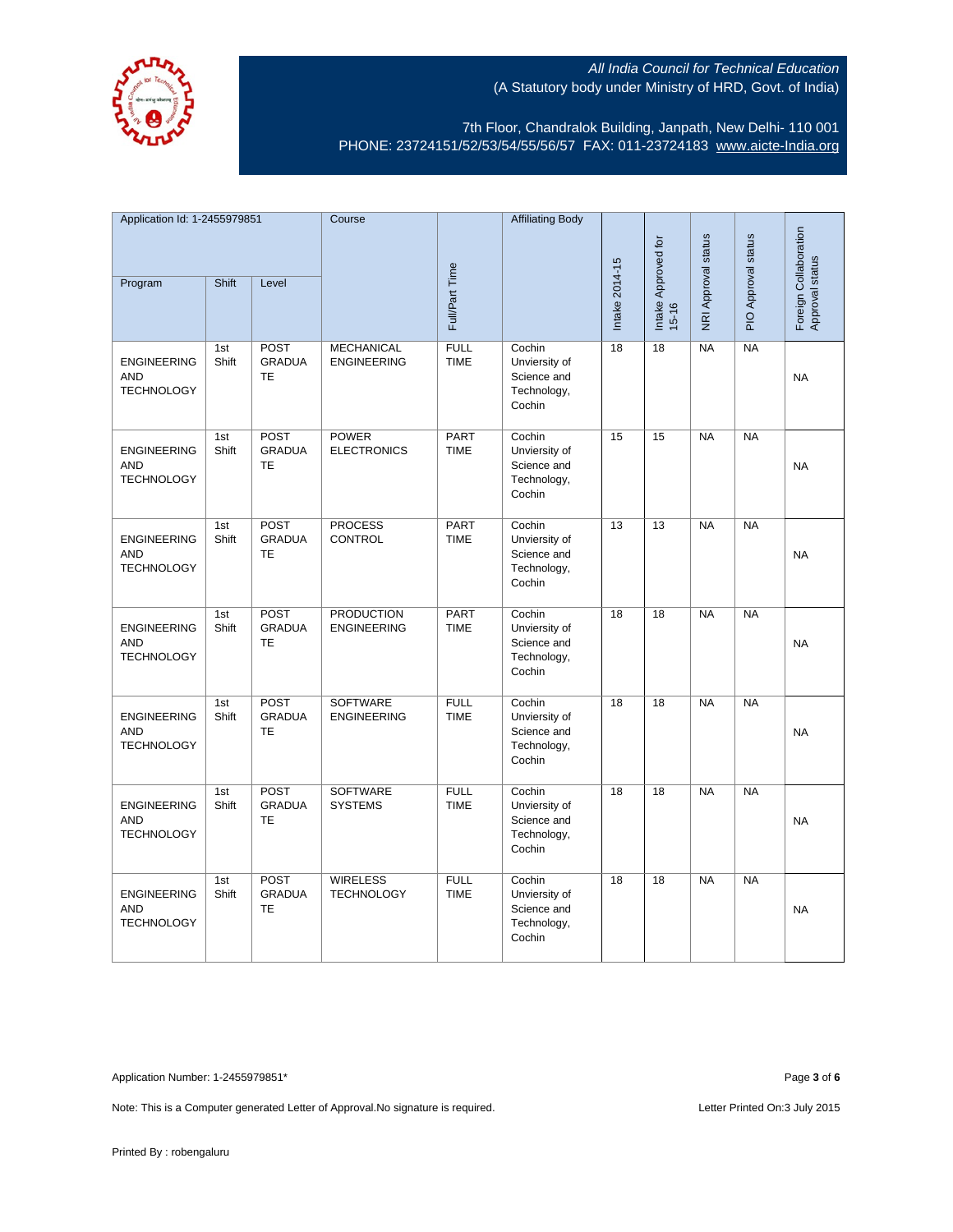All India Council for Technical Education
(A Statutory body under Ministry of HRD, Govt. of India)

7th Floor, Chandralok Building, Janpath, New Delhi- 110 001
PHONE: 23724151/52/53/54/55/56/57 FAX: 011-23724183 www.aicte-India.org

| Application Id: 1-2455979851 | | | Course | Full/Part Time | Affiliating Body | Intake 2014-15 | Intake Approved for 15-16 | NRI Approval status | PIO Approval status | Foreign Collaboration Approval status |
|---|---|---|---|---|---|---|---|---|---|---|
| Program | Shift | Level | | | | | | | | |
| ENGINEERING AND TECHNOLOGY | 1st Shift | POST GRADUATE | MECHANICAL ENGINEERING | FULL TIME | Cochin Unviersity of Science and Technology, Cochin | 18 | 18 | NA | NA | NA |
| ENGINEERING AND TECHNOLOGY | 1st Shift | POST GRADUATE | POWER ELECTRONICS | PART TIME | Cochin Unviersity of Science and Technology, Cochin | 15 | 15 | NA | NA | NA |
| ENGINEERING AND TECHNOLOGY | 1st Shift | POST GRADUATE | PROCESS CONTROL | PART TIME | Cochin Unviersity of Science and Technology, Cochin | 13 | 13 | NA | NA | NA |
| ENGINEERING AND TECHNOLOGY | 1st Shift | POST GRADUATE | PRODUCTION ENGINEERING | PART TIME | Cochin Unviersity of Science and Technology, Cochin | 18 | 18 | NA | NA | NA |
| ENGINEERING AND TECHNOLOGY | 1st Shift | POST GRADUATE | SOFTWARE ENGINEERING | FULL TIME | Cochin Unviersity of Science and Technology, Cochin | 18 | 18 | NA | NA | NA |
| ENGINEERING AND TECHNOLOGY | 1st Shift | POST GRADUATE | SOFTWARE SYSTEMS | FULL TIME | Cochin Unviersity of Science and Technology, Cochin | 18 | 18 | NA | NA | NA |
| ENGINEERING AND TECHNOLOGY | 1st Shift | POST GRADUATE | WIRELESS TECHNOLOGY | FULL TIME | Cochin Unviersity of Science and Technology, Cochin | 18 | 18 | NA | NA | NA |

Application Number: 1-2455979851*

Note: This is a Computer generated Letter of Approval.No signature is required.

Letter Printed On:3 July 2015

Printed By : robengaluru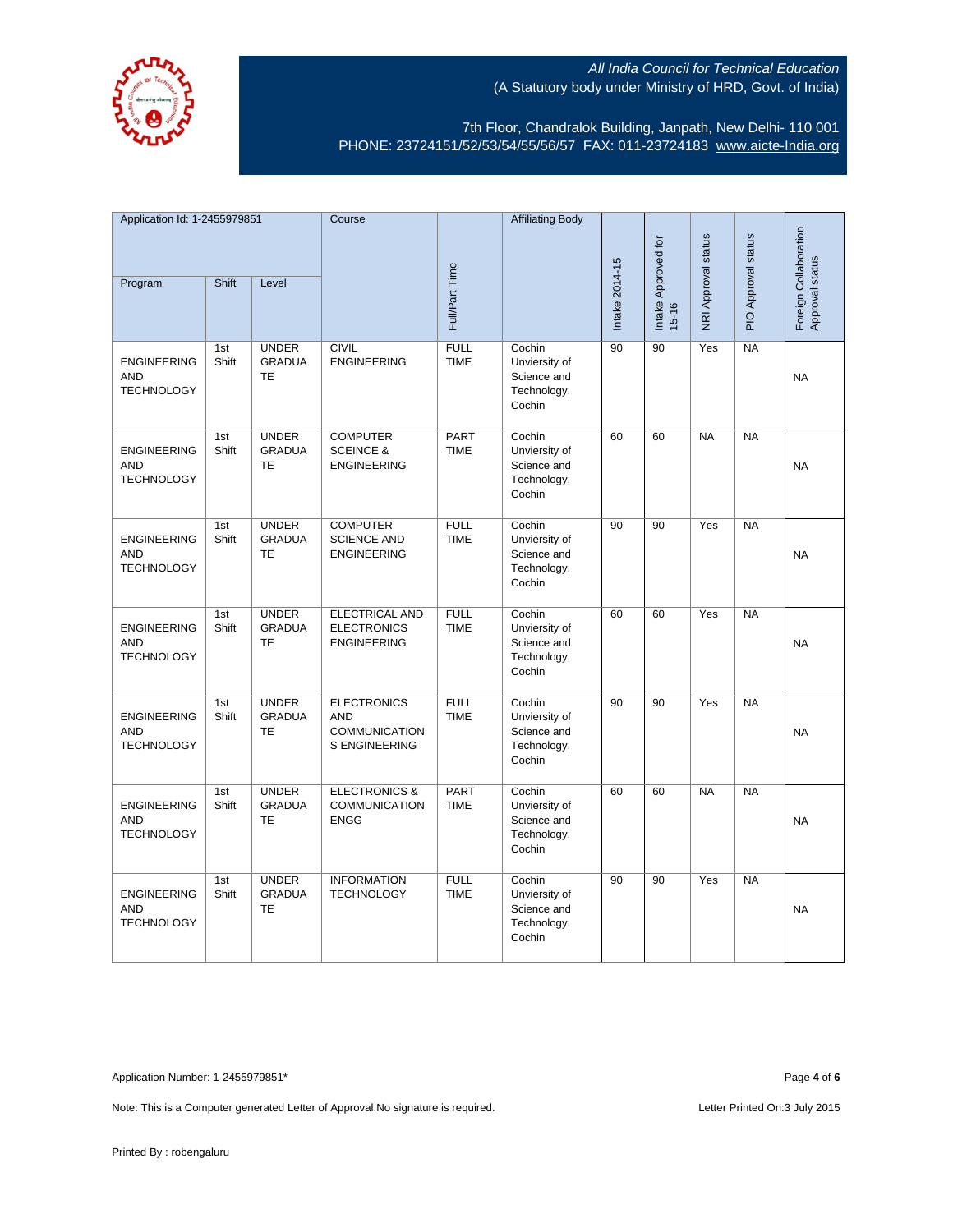All India Council for Technical Education
(A Statutory body under Ministry of HRD, Govt. of India)

7th Floor, Chandralok Building, Janpath, New Delhi- 110 001
PHONE: 23724151/52/53/54/55/56/57 FAX: 011-23724183 www.aicte-India.org

| Application Id: 1-2455979851 | | | Course | Full/Part Time | Affiliating Body | Intake 2014-15 | Intake Approved for 15-16 | NRI Approval status | PIO Approval status | Foreign Collaboration Approval status |
|---|---|---|---|---|---|---|---|---|---|---|
| Program | Shift | Level | | | | | | | | |
| ENGINEERING AND TECHNOLOGY | 1st Shift | UNDER GRADUATE | CIVIL ENGINEERING | FULL TIME | Cochin Unviersity of Science and Technology, Cochin | 90 | 90 | Yes | NA | NA |
| ENGINEERING AND TECHNOLOGY | 1st Shift | UNDER GRADUATE | COMPUTER SCEINCE & ENGINEERING | PART TIME | Cochin Unviersity of Science and Technology, Cochin | 60 | 60 | NA | NA | NA |
| ENGINEERING AND TECHNOLOGY | 1st Shift | UNDER GRADUATE | COMPUTER SCIENCE AND ENGINEERING | FULL TIME | Cochin Unviersity of Science and Technology, Cochin | 90 | 90 | Yes | NA | NA |
| ENGINEERING AND TECHNOLOGY | 1st Shift | UNDER GRADUATE | ELECTRICAL AND ELECTRONICS ENGINEERING | FULL TIME | Cochin Unviersity of Science and Technology, Cochin | 60 | 60 | Yes | NA | NA |
| ENGINEERING AND TECHNOLOGY | 1st Shift | UNDER GRADUATE | ELECTRONICS AND COMMUNICATIONS ENGINEERING | FULL TIME | Cochin Unviersity of Science and Technology, Cochin | 90 | 90 | Yes | NA | NA |
| ENGINEERING AND TECHNOLOGY | 1st Shift | UNDER GRADUATE | ELECTRONICS & COMMUNICATION ENGG | PART TIME | Cochin Unviersity of Science and Technology, Cochin | 60 | 60 | NA | NA | NA |
| ENGINEERING AND TECHNOLOGY | 1st Shift | UNDER GRADUATE | INFORMATION TECHNOLOGY | FULL TIME | Cochin Unviersity of Science and Technology, Cochin | 90 | 90 | Yes | NA | NA |

Application Number: 1-2455979851*

Note: This is a Computer generated Letter of Approval.No signature is required.

Letter Printed On:3 July 2015

Printed By : robengaluru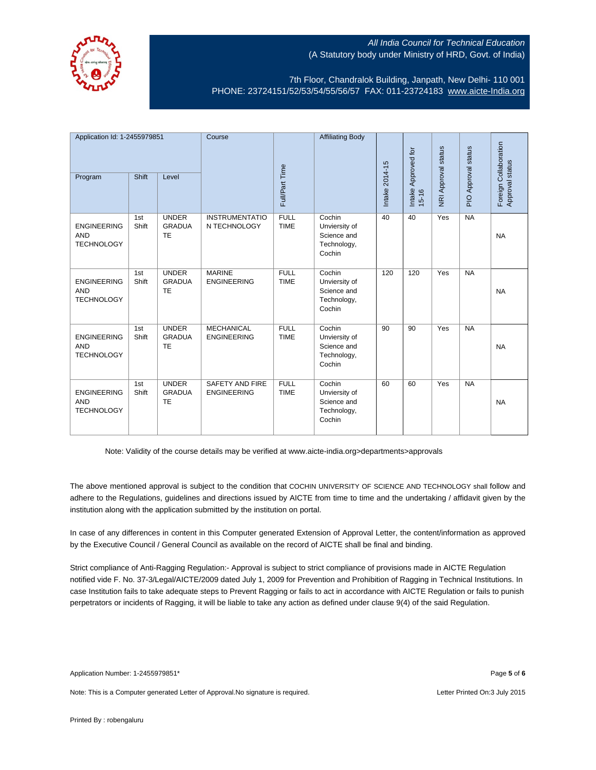*All India Council for Technical Education*
(A Statutory body under Ministry of HRD, Govt. of India)

7th Floor, Chandralok Building, Janpath, New Delhi- 110 001
PHONE: 23724151/52/53/54/55/56/57 FAX: 011-23724183 www.aicte-India.org

| Application Id: 1-2455979851 | | | Course | Full/Part Time | Affiliating Body | Intake 2014-15 | Intake Approved for 15-16 | NRI Approval status | PIO Approval status | Foreign Collaboration Approval status |
|---|---|---|---|---|---|---|---|---|---|---|
| Program | Shift | Level | | | | | | | | |
| ENGINEERING AND TECHNOLOGY | 1st Shift | UNDER GRADUATE | INSTRUMENTATION TECHNOLOGY | FULL TIME | Cochin Unviersity of Science and Technology, Cochin | 40 | 40 | Yes | NA | NA |
| ENGINEERING AND TECHNOLOGY | 1st Shift | UNDER GRADUATE | MARINE ENGINEERING | FULL TIME | Cochin Unviersity of Science and Technology, Cochin | 120 | 120 | Yes | NA | NA |
| ENGINEERING AND TECHNOLOGY | 1st Shift | UNDER GRADUATE | MECHANICAL ENGINEERING | FULL TIME | Cochin Unviersity of Science and Technology, Cochin | 90 | 90 | Yes | NA | NA |
| ENGINEERING AND TECHNOLOGY | 1st Shift | UNDER GRADUATE | SAFETY AND FIRE ENGINEERING | FULL TIME | Cochin Unviersity of Science and Technology, Cochin | 60 | 60 | Yes | NA | NA |

Note: Validity of the course details may be verified at www.aicte-india.org>departments>approvals

The above mentioned approval is subject to the condition that COCHIN UNIVERSITY OF SCIENCE AND TECHNOLOGY shall follow and adhere to the Regulations, guidelines and directions issued by AICTE from time to time and the undertaking / affidavit given by the institution along with the application submitted by the institution on portal.

In case of any differences in content in this Computer generated Extension of Approval Letter, the content/information as approved by the Executive Council / General Council as available on the record of AICTE shall be final and binding.

Strict compliance of Anti-Ragging Regulation:- Approval is subject to strict compliance of provisions made in AICTE Regulation notified vide F. No. 37-3/Legal/AICTE/2009 dated July 1, 2009 for Prevention and Prohibition of Ragging in Technical Institutions. In case Institution fails to take adequate steps to Prevent Ragging or fails to act in accordance with AICTE Regulation or fails to punish perpetrators or incidents of Ragging, it will be liable to take any action as defined under clause 9(4) of the said Regulation.

Application Number: 1-2455979851*

Note: This is a Computer generated Letter of Approval.No signature is required.

Letter Printed On:3 July 2015

Printed By : robengaluru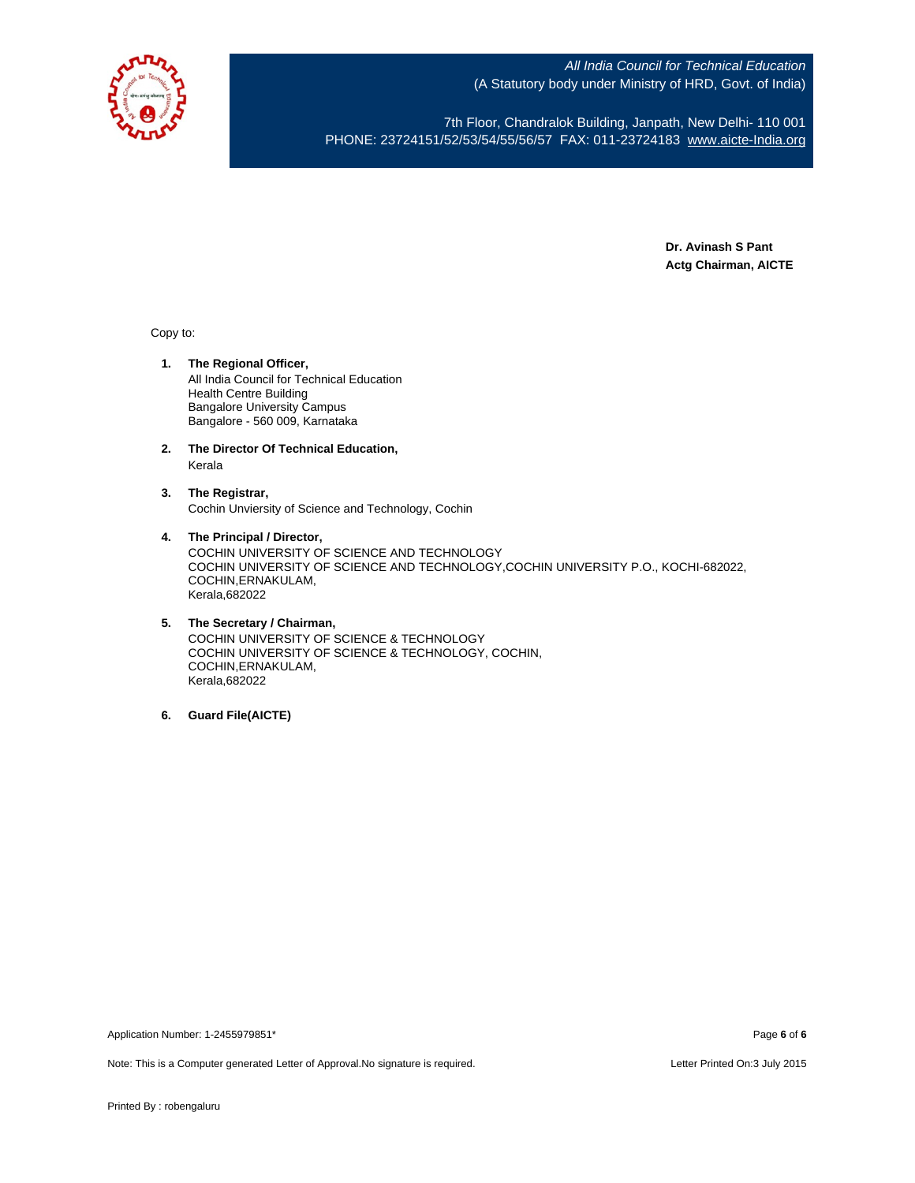*All India Council for Technical Education*
(A Statutory body under Ministry of HRD, Govt. of India)

7th Floor, Chandralok Building, Janpath, New Delhi- 110 001
PHONE: 23724151/52/53/54/55/56/57 FAX: 011-23724183 www.aicte-India.org

**Dr. Avinash S Pant**
**Actg Chairman, AICTE**

Copy to:

1. **The Regional Officer,**
   All India Council for Technical Education
   Health Centre Building
   Bangalore University Campus
   Bangalore - 560 009, Karnataka

2. **The Director Of Technical Education,**
   Kerala

3. **The Registrar,**
   Cochin Unviersity of Science and Technology, Cochin

4. **The Principal / Director,**
   COCHIN UNIVERSITY OF SCIENCE AND TECHNOLOGY
   COCHIN UNIVERSITY OF SCIENCE AND TECHNOLOGY,COCHIN UNIVERSITY P.O., KOCHI-682022,
   COCHIN,ERNAKULAM,
   Kerala,682022

5. **The Secretary / Chairman,**
   COCHIN UNIVERSITY OF SCIENCE & TECHNOLOGY
   COCHIN UNIVERSITY OF SCIENCE & TECHNOLOGY, COCHIN,
   COCHIN,ERNAKULAM,
   Kerala,682022

6. **Guard File(AICTE)**

Application Number: 1-2455979851*

Note: This is a Computer generated Letter of Approval.No signature is required.

Letter Printed On:3 July 2015

Printed By : robengaluru